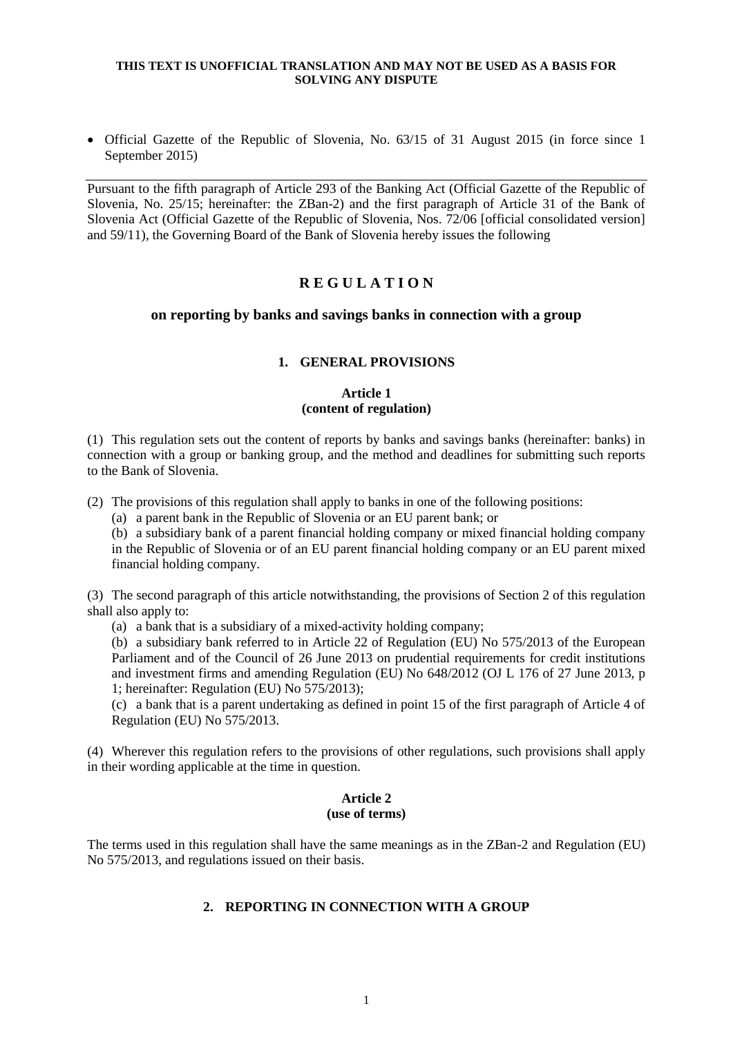**THIS TEXT IS UNOFFICIAL TRANSLATION AND MAY NOT BE USED AS A BASIS FOR SOLVING ANY DISPUTE**

- Official Gazette of the Republic of Slovenia, No. 63/15 of 31 August 2015 (in force since 1 September 2015)

---

Pursuant to the fifth paragraph of Article 293 of the Banking Act (Official Gazette of the Republic of Slovenia, No. 25/15; hereinafter: the ZBan-2) and the first paragraph of Article 31 of the Bank of Slovenia Act (Official Gazette of the Republic of Slovenia, Nos. 72/06 [official consolidated version] and 59/11), the Governing Board of the Bank of Slovenia hereby issues the following

# R E G U L A T I O N

## on reporting by banks and savings banks in connection with a group

### 1. GENERAL PROVISIONS

**Article 1**
**(content of regulation)**

(1) This regulation sets out the content of reports by banks and savings banks (hereinafter: banks) in connection with a group or banking group, and the method and deadlines for submitting such reports to the Bank of Slovenia.

(2) The provisions of this regulation shall apply to banks in one of the following positions:

(a) a parent bank in the Republic of Slovenia or an EU parent bank; or

(b) a subsidiary bank of a parent financial holding company or mixed financial holding company in the Republic of Slovenia or of an EU parent financial holding company or an EU parent mixed financial holding company.

(3) The second paragraph of this article notwithstanding, the provisions of Section 2 of this regulation shall also apply to:

(a) a bank that is a subsidiary of a mixed-activity holding company;

(b) a subsidiary bank referred to in Article 22 of Regulation (EU) No 575/2013 of the European Parliament and of the Council of 26 June 2013 on prudential requirements for credit institutions and investment firms and amending Regulation (EU) No 648/2012 (OJ L 176 of 27 June 2013, p 1; hereinafter: Regulation (EU) No 575/2013);

(c) a bank that is a parent undertaking as defined in point 15 of the first paragraph of Article 4 of Regulation (EU) No 575/2013.

(4) Wherever this regulation refers to the provisions of other regulations, such provisions shall apply in their wording applicable at the time in question.

**Article 2**
**(use of terms)**

The terms used in this regulation shall have the same meanings as in the ZBan-2 and Regulation (EU) No 575/2013, and regulations issued on their basis.

### 2. REPORTING IN CONNECTION WITH A GROUP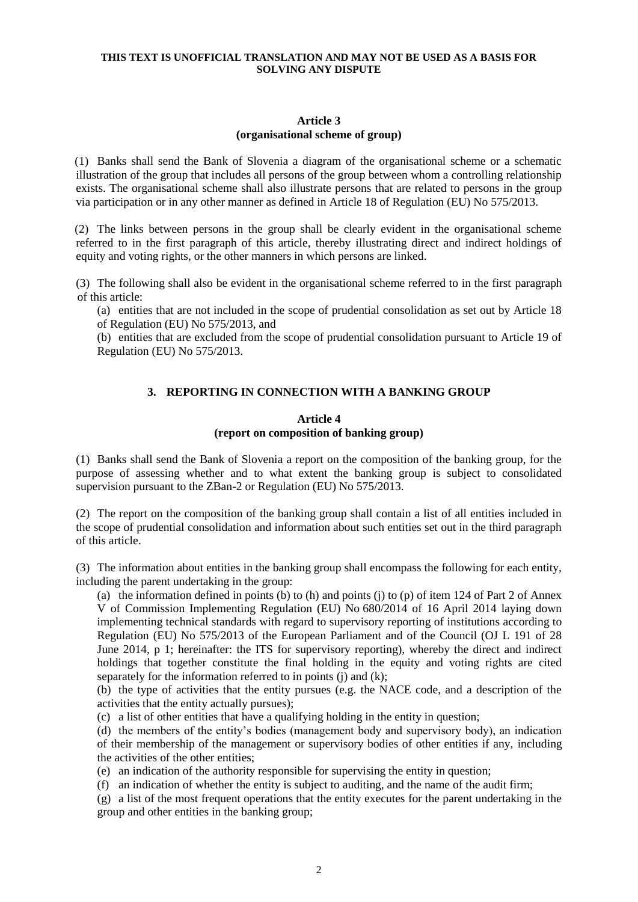**THIS TEXT IS UNOFFICIAL TRANSLATION AND MAY NOT BE USED AS A BASIS FOR SOLVING ANY DISPUTE**

### Article 3
### (organisational scheme of group)

(1) Banks shall send the Bank of Slovenia a diagram of the organisational scheme or a schematic illustration of the group that includes all persons of the group between whom a controlling relationship exists. The organisational scheme shall also illustrate persons that are related to persons in the group via participation or in any other manner as defined in Article 18 of Regulation (EU) No 575/2013.

(2) The links between persons in the group shall be clearly evident in the organisational scheme referred to in the first paragraph of this article, thereby illustrating direct and indirect holdings of equity and voting rights, or the other manners in which persons are linked.

(3) The following shall also be evident in the organisational scheme referred to in the first paragraph of this article:

(a) entities that are not included in the scope of prudential consolidation as set out by Article 18 of Regulation (EU) No 575/2013, and

(b) entities that are excluded from the scope of prudential consolidation pursuant to Article 19 of Regulation (EU) No 575/2013.

## 3. REPORTING IN CONNECTION WITH A BANKING GROUP

### Article 4
### (report on composition of banking group)

(1) Banks shall send the Bank of Slovenia a report on the composition of the banking group, for the purpose of assessing whether and to what extent the banking group is subject to consolidated supervision pursuant to the ZBan-2 or Regulation (EU) No 575/2013.

(2) The report on the composition of the banking group shall contain a list of all entities included in the scope of prudential consolidation and information about such entities set out in the third paragraph of this article.

(3) The information about entities in the banking group shall encompass the following for each entity, including the parent undertaking in the group:

(a) the information defined in points (b) to (h) and points (j) to (p) of item 124 of Part 2 of Annex V of Commission Implementing Regulation (EU) No 680/2014 of 16 April 2014 laying down implementing technical standards with regard to supervisory reporting of institutions according to Regulation (EU) No 575/2013 of the European Parliament and of the Council (OJ L 191 of 28 June 2014, p 1; hereinafter: the ITS for supervisory reporting), whereby the direct and indirect holdings that together constitute the final holding in the equity and voting rights are cited separately for the information referred to in points (j) and (k);

(b) the type of activities that the entity pursues (e.g. the NACE code, and a description of the activities that the entity actually pursues);

(c) a list of other entities that have a qualifying holding in the entity in question;

(d) the members of the entity's bodies (management body and supervisory body), an indication of their membership of the management or supervisory bodies of other entities if any, including the activities of the other entities;

(e) an indication of the authority responsible for supervising the entity in question;

(f) an indication of whether the entity is subject to auditing, and the name of the audit firm;

(g) a list of the most frequent operations that the entity executes for the parent undertaking in the group and other entities in the banking group;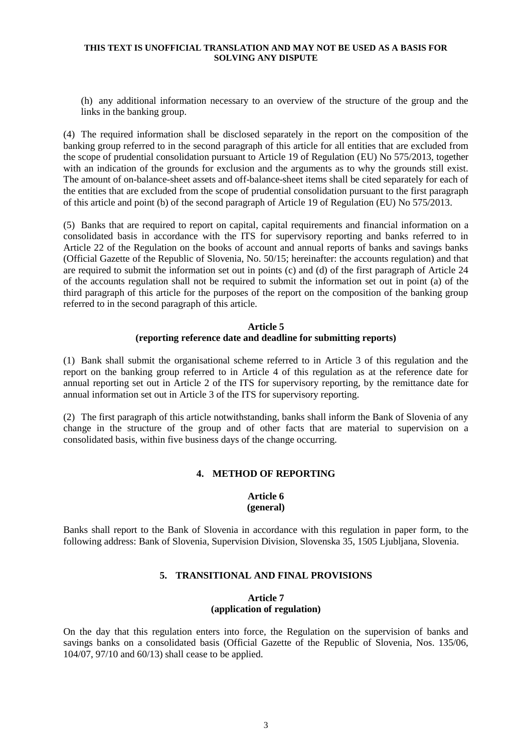**THIS TEXT IS UNOFFICIAL TRANSLATION AND MAY NOT BE USED AS A BASIS FOR SOLVING ANY DISPUTE**

(h) any additional information necessary to an overview of the structure of the group and the links in the banking group.

(4) The required information shall be disclosed separately in the report on the composition of the banking group referred to in the second paragraph of this article for all entities that are excluded from the scope of prudential consolidation pursuant to Article 19 of Regulation (EU) No 575/2013, together with an indication of the grounds for exclusion and the arguments as to why the grounds still exist. The amount of on-balance-sheet assets and off-balance-sheet items shall be cited separately for each of the entities that are excluded from the scope of prudential consolidation pursuant to the first paragraph of this article and point (b) of the second paragraph of Article 19 of Regulation (EU) No 575/2013.

(5) Banks that are required to report on capital, capital requirements and financial information on a consolidated basis in accordance with the ITS for supervisory reporting and banks referred to in Article 22 of the Regulation on the books of account and annual reports of banks and savings banks (Official Gazette of the Republic of Slovenia, No. 50/15; hereinafter: the accounts regulation) and that are required to submit the information set out in points (c) and (d) of the first paragraph of Article 24 of the accounts regulation shall not be required to submit the information set out in point (a) of the third paragraph of this article for the purposes of the report on the composition of the banking group referred to in the second paragraph of this article.

### Article 5
### (reporting reference date and deadline for submitting reports)

(1) Bank shall submit the organisational scheme referred to in Article 3 of this regulation and the report on the banking group referred to in Article 4 of this regulation as at the reference date for annual reporting set out in Article 2 of the ITS for supervisory reporting, by the remittance date for annual information set out in Article 3 of the ITS for supervisory reporting.

(2) The first paragraph of this article notwithstanding, banks shall inform the Bank of Slovenia of any change in the structure of the group and of other facts that are material to supervision on a consolidated basis, within five business days of the change occurring.

## 4. METHOD OF REPORTING

### Article 6
### (general)

Banks shall report to the Bank of Slovenia in accordance with this regulation in paper form, to the following address: Bank of Slovenia, Supervision Division, Slovenska 35, 1505 Ljubljana, Slovenia.

## 5. TRANSITIONAL AND FINAL PROVISIONS

### Article 7
### (application of regulation)

On the day that this regulation enters into force, the Regulation on the supervision of banks and savings banks on a consolidated basis (Official Gazette of the Republic of Slovenia, Nos. 135/06, 104/07, 97/10 and 60/13) shall cease to be applied.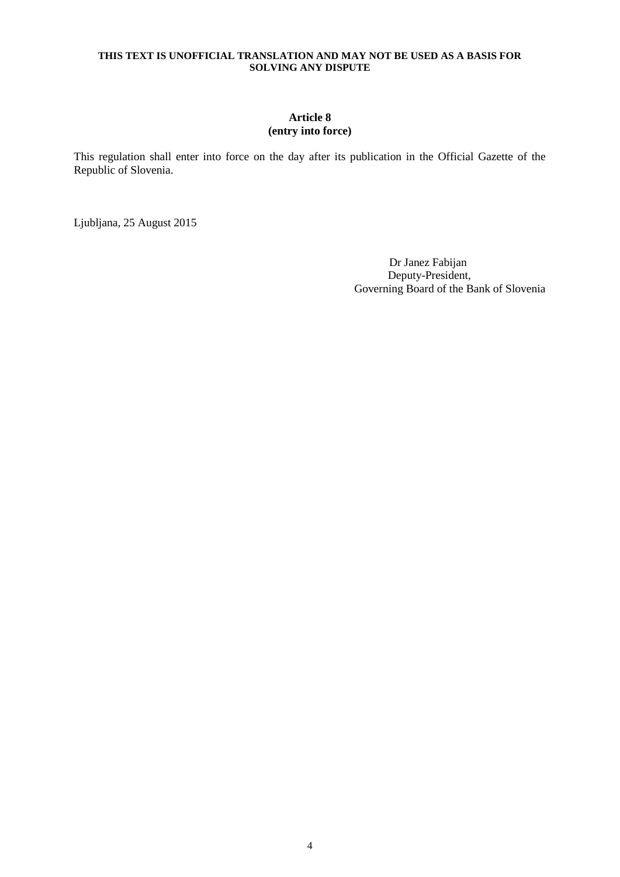**THIS TEXT IS UNOFFICIAL TRANSLATION AND MAY NOT BE USED AS A BASIS FOR SOLVING ANY DISPUTE**

**Article 8**
**(entry into force)**

This regulation shall enter into force on the day after its publication in the Official Gazette of the Republic of Slovenia.

Ljubljana, 25 August 2015

Dr Janez Fabijan
Deputy-President,
Governing Board of the Bank of Slovenia